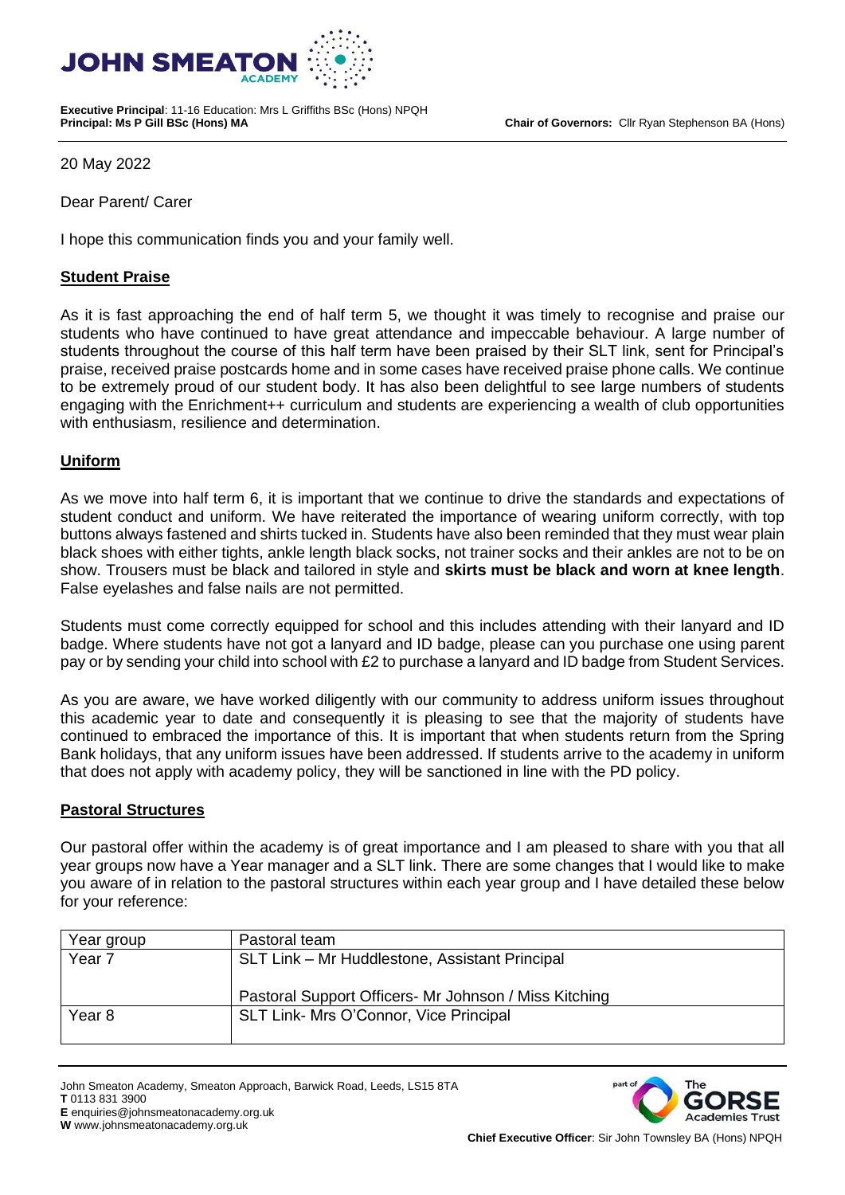**Executive Principal**: 11-16 Education: Mrs L Griffiths BSc (Hons) NPQH
**Principal: Ms P Gill BSc (Hons) MA**

**Chair of Governors:** Cllr Ryan Stephenson BA (Hons)

20 May 2022

Dear Parent/ Carer

I hope this communication finds you and your family well.

## Student Praise

As it is fast approaching the end of half term 5, we thought it was timely to recognise and praise our students who have continued to have great attendance and impeccable behaviour. A large number of students throughout the course of this half term have been praised by their SLT link, sent for Principal's praise, received praise postcards home and in some cases have received praise phone calls. We continue to be extremely proud of our student body. It has also been delightful to see large numbers of students engaging with the Enrichment++ curriculum and students are experiencing a wealth of club opportunities with enthusiasm, resilience and determination.

## Uniform

As we move into half term 6, it is important that we continue to drive the standards and expectations of student conduct and uniform. We have reiterated the importance of wearing uniform correctly, with top buttons always fastened and shirts tucked in. Students have also been reminded that they must wear plain black shoes with either tights, ankle length black socks, not trainer socks and their ankles are not to be on show. Trousers must be black and tailored in style and **skirts must be black and worn at knee length**. False eyelashes and false nails are not permitted.

Students must come correctly equipped for school and this includes attending with their lanyard and ID badge. Where students have not got a lanyard and ID badge, please can you purchase one using parent pay or by sending your child into school with £2 to purchase a lanyard and ID badge from Student Services.

As you are aware, we have worked diligently with our community to address uniform issues throughout this academic year to date and consequently it is pleasing to see that the majority of students have continued to embraced the importance of this. It is important that when students return from the Spring Bank holidays, that any uniform issues have been addressed. If students arrive to the academy in uniform that does not apply with academy policy, they will be sanctioned in line with the PD policy.

## Pastoral Structures

Our pastoral offer within the academy is of great importance and I am pleased to share with you that all year groups now have a Year manager and a SLT link. There are some changes that I would like to make you aware of in relation to the pastoral structures within each year group and I have detailed these below for your reference:

| Year group | Pastoral team |
|---|---|
| Year 7 | SLT Link – Mr Huddlestone, Assistant Principal<br><br>Pastoral Support Officers- Mr Johnson / Miss Kitching |
| Year 8 | SLT Link- Mrs O'Connor, Vice Principal |

John Smeaton Academy, Smeaton Approach, Barwick Road, Leeds, LS15 8TA
**T** 0113 831 3900
**E** enquiries@johnsmeatonacademy.org.uk
**W** www.johnsmeatonacademy.org.uk

**Chief Executive Officer**: Sir John Townsley BA (Hons) NPQH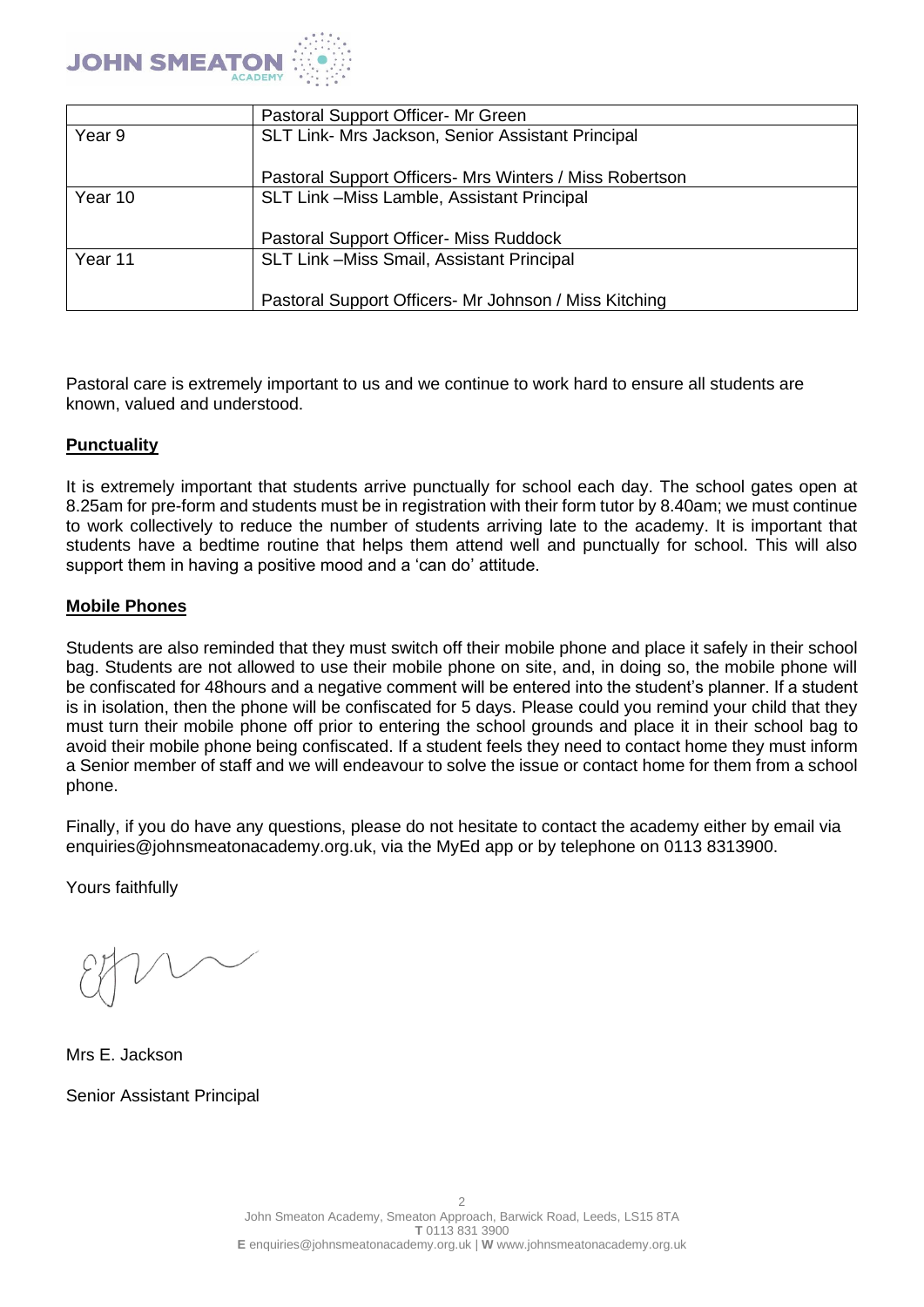| | |
|---|---|
| | Pastoral Support Officer- Mr Green |
| Year 9 | SLT Link- Mrs Jackson, Senior Assistant Principal<br><br>Pastoral Support Officers- Mrs Winters / Miss Robertson |
| Year 10 | SLT Link –Miss Lamble, Assistant Principal<br><br>Pastoral Support Officer- Miss Ruddock |
| Year 11 | SLT Link –Miss Smail, Assistant Principal<br><br>Pastoral Support Officers- Mr Johnson / Miss Kitching |

Pastoral care is extremely important to us and we continue to work hard to ensure all students are known, valued and understood.

**Punctuality**

It is extremely important that students arrive punctually for school each day. The school gates open at 8.25am for pre-form and students must be in registration with their form tutor by 8.40am; we must continue to work collectively to reduce the number of students arriving late to the academy. It is important that students have a bedtime routine that helps them attend well and punctually for school. This will also support them in having a positive mood and a 'can do' attitude.

**Mobile Phones**

Students are also reminded that they must switch off their mobile phone and place it safely in their school bag. Students are not allowed to use their mobile phone on site, and, in doing so, the mobile phone will be confiscated for 48hours and a negative comment will be entered into the student's planner. If a student is in isolation, then the phone will be confiscated for 5 days. Please could you remind your child that they must turn their mobile phone off prior to entering the school grounds and place it in their school bag to avoid their mobile phone being confiscated. If a student feels they need to contact home they must inform a Senior member of staff and we will endeavour to solve the issue or contact home for them from a school phone.

Finally, if you do have any questions, please do not hesitate to contact the academy either by email via enquiries@johnsmeatonacademy.org.uk, via the MyEd app or by telephone on 0113 8313900.

Yours faithfully

Mrs E. Jackson

Senior Assistant Principal

John Smeaton Academy, Smeaton Approach, Barwick Road, Leeds, LS15 8TA
**T** 0113 831 3900
**E** enquiries@johnsmeatonacademy.org.uk | **W** www.johnsmeatonacademy.org.uk